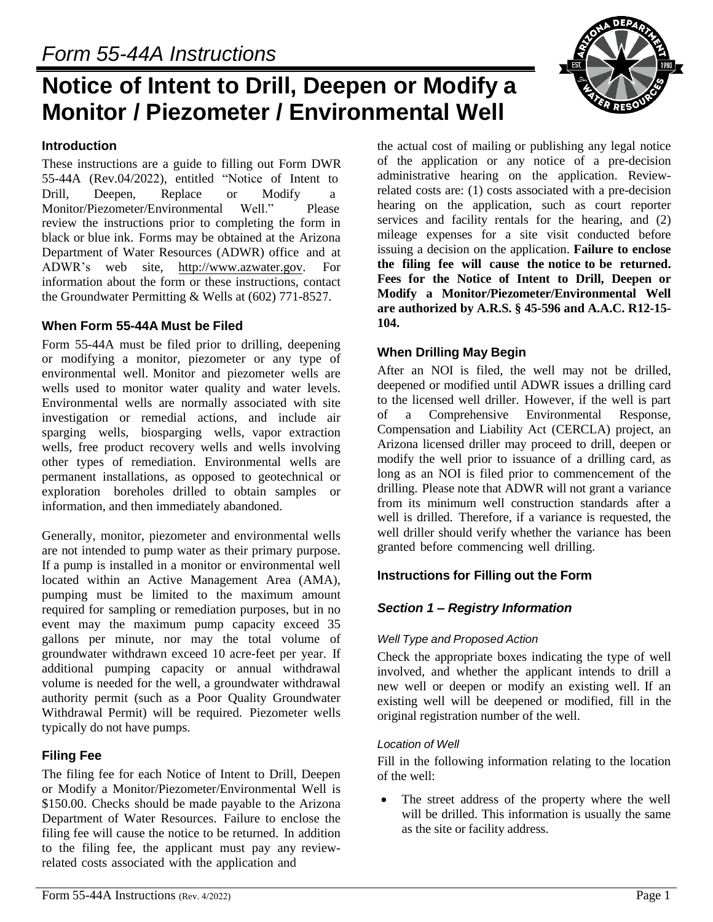# Form 55-44A Instructions

# Notice of Intent to Drill, Deepen or Modify a Monitor / Piezometer / Environmental Well

## Introduction

These instructions are a guide to filling out Form DWR 55-44A (Rev.04/2022), entitled "Notice of Intent to Drill, Deepen, Replace or Modify a Monitor/Piezometer/Environmental Well." Please review the instructions prior to completing the form in black or blue ink. Forms may be obtained at the Arizona Department of Water Resources (ADWR) office and at ADWR's web site, http://www.azwater.gov. For information about the form or these instructions, contact the Groundwater Permitting & Wells at (602) 771-8527.

## When Form 55-44A Must be Filed

Form 55-44A must be filed prior to drilling, deepening or modifying a monitor, piezometer or any type of environmental well. Monitor and piezometer wells are wells used to monitor water quality and water levels. Environmental wells are normally associated with site investigation or remedial actions, and include air sparging wells, biosparging wells, vapor extraction wells, free product recovery wells and wells involving other types of remediation. Environmental wells are permanent installations, as opposed to geotechnical or exploration boreholes drilled to obtain samples or information, and then immediately abandoned.

Generally, monitor, piezometer and environmental wells are not intended to pump water as their primary purpose. If a pump is installed in a monitor or environmental well located within an Active Management Area (AMA), pumping must be limited to the maximum amount required for sampling or remediation purposes, but in no event may the maximum pump capacity exceed 35 gallons per minute, nor may the total volume of groundwater withdrawn exceed 10 acre-feet per year. If additional pumping capacity or annual withdrawal volume is needed for the well, a groundwater withdrawal authority permit (such as a Poor Quality Groundwater Withdrawal Permit) will be required. Piezometer wells typically do not have pumps.

## Filing Fee

The filing fee for each Notice of Intent to Drill, Deepen or Modify a Monitor/Piezometer/Environmental Well is $150.00. Checks should be made payable to the Arizona Department of Water Resources. Failure to enclose the filing fee will cause the notice to be returned. In addition to the filing fee, the applicant must pay any review-related costs associated with the application and the actual cost of mailing or publishing any legal notice of the application or any notice of a pre-decision administrative hearing on the application. Review-related costs are: (1) costs associated with a pre-decision hearing on the application, such as court reporter services and facility rentals for the hearing, and (2) mileage expenses for a site visit conducted before issuing a decision on the application. **Failure to enclose the filing fee will cause the notice to be returned. Fees for the Notice of Intent to Drill, Deepen or Modify a Monitor/Piezometer/Environmental Well are authorized by A.R.S. § 45-596 and A.A.C. R12-15-104.**

## When Drilling May Begin

After an NOI is filed, the well may not be drilled, deepened or modified until ADWR issues a drilling card to the licensed well driller. However, if the well is part of a Comprehensive Environmental Response, Compensation and Liability Act (CERCLA) project, an Arizona licensed driller may proceed to drill, deepen or modify the well prior to issuance of a drilling card, as long as an NOI is filed prior to commencement of the drilling. Please note that ADWR will not grant a variance from its minimum well construction standards after a well is drilled. Therefore, if a variance is requested, the well driller should verify whether the variance has been granted before commencing well drilling.

## Instructions for Filling out the Form

### *Section 1 – Registry Information*

#### *Well Type and Proposed Action*

Check the appropriate boxes indicating the type of well involved, and whether the applicant intends to drill a new well or deepen or modify an existing well. If an existing well will be deepened or modified, fill in the original registration number of the well.

#### *Location of Well*

Fill in the following information relating to the location of the well:

- The street address of the property where the well will be drilled. This information is usually the same as the site or facility address.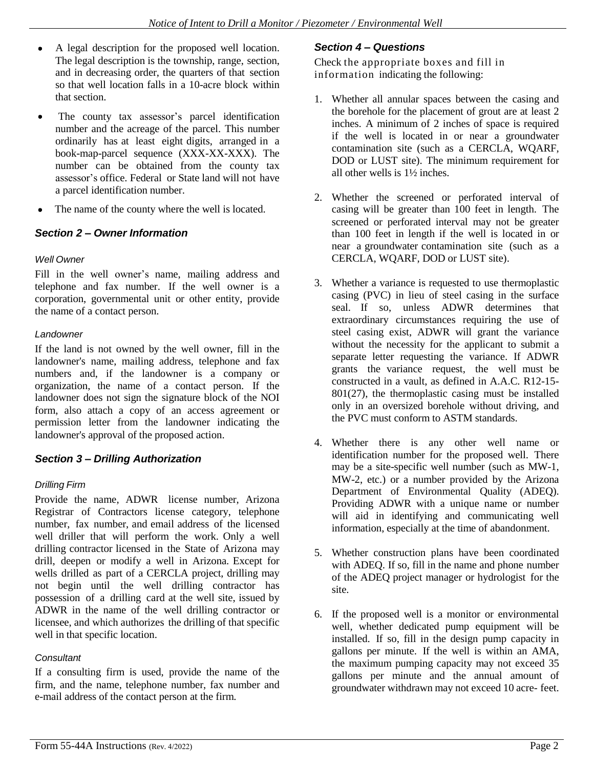- A legal description for the proposed well location. The legal description is the township, range, section, and in decreasing order, the quarters of that section so that well location falls in a 10-acre block within that section.
- The county tax assessor's parcel identification number and the acreage of the parcel. This number ordinarily has at least eight digits, arranged in a book-map-parcel sequence (XXX-XX-XXX). The number can be obtained from the county tax assessor's office. Federal or State land will not have a parcel identification number.
- The name of the county where the well is located.

## *Section 2 – Owner Information*

### *Well Owner*

Fill in the well owner's name, mailing address and telephone and fax number. If the well owner is a corporation, governmental unit or other entity, provide the name of a contact person.

### *Landowner*

If the land is not owned by the well owner, fill in the landowner's name, mailing address, telephone and fax numbers and, if the landowner is a company or organization, the name of a contact person. If the landowner does not sign the signature block of the NOI form, also attach a copy of an access agreement or permission letter from the landowner indicating the landowner's approval of the proposed action.

## *Section 3 – Drilling Authorization*

### *Drilling Firm*

Provide the name, ADWR license number, Arizona Registrar of Contractors license category, telephone number, fax number, and email address of the licensed well driller that will perform the work. Only a well drilling contractor licensed in the State of Arizona may drill, deepen or modify a well in Arizona. Except for wells drilled as part of a CERCLA project, drilling may not begin until the well drilling contractor has possession of a drilling card at the well site, issued by ADWR in the name of the well drilling contractor or licensee, and which authorizes the drilling of that specific well in that specific location.

### *Consultant*

If a consulting firm is used, provide the name of the firm, and the name, telephone number, fax number and e-mail address of the contact person at the firm.

## *Section 4 – Questions*

Check the appropriate boxes and fill in information indicating the following:

1. Whether all annular spaces between the casing and the borehole for the placement of grout are at least 2 inches. A minimum of 2 inches of space is required if the well is located in or near a groundwater contamination site (such as a CERCLA, WQARF, DOD or LUST site). The minimum requirement for all other wells is 1½ inches.
2. Whether the screened or perforated interval of casing will be greater than 100 feet in length. The screened or perforated interval may not be greater than 100 feet in length if the well is located in or near a groundwater contamination site (such as a CERCLA, WQARF, DOD or LUST site).
3. Whether a variance is requested to use thermoplastic casing (PVC) in lieu of steel casing in the surface seal. If so, unless ADWR determines that extraordinary circumstances requiring the use of steel casing exist, ADWR will grant the variance without the necessity for the applicant to submit a separate letter requesting the variance. If ADWR grants the variance request, the well must be constructed in a vault, as defined in A.A.C. R12-15-801(27), the thermoplastic casing must be installed only in an oversized borehole without driving, and the PVC must conform to ASTM standards.
4. Whether there is any other well name or identification number for the proposed well. There may be a site-specific well number (such as MW-1, MW-2, etc.) or a number provided by the Arizona Department of Environmental Quality (ADEQ). Providing ADWR with a unique name or number will aid in identifying and communicating well information, especially at the time of abandonment.
5. Whether construction plans have been coordinated with ADEQ. If so, fill in the name and phone number of the ADEQ project manager or hydrologist for the site.
6. If the proposed well is a monitor or environmental well, whether dedicated pump equipment will be installed. If so, fill in the design pump capacity in gallons per minute. If the well is within an AMA, the maximum pumping capacity may not exceed 35 gallons per minute and the annual amount of groundwater withdrawn may not exceed 10 acre- feet.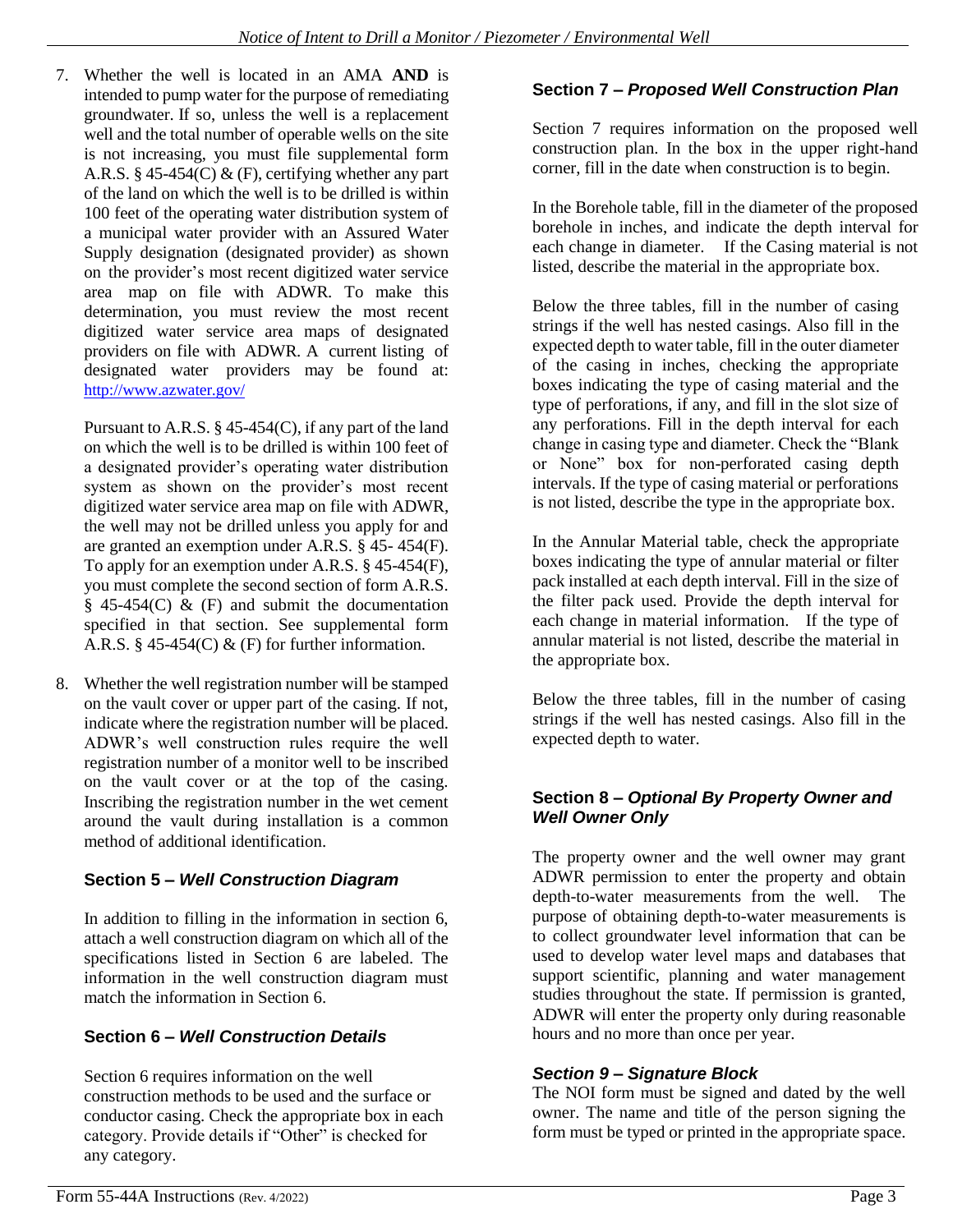7. Whether the well is located in an AMA **AND** is intended to pump water for the purpose of remediating groundwater. If so, unless the well is a replacement well and the total number of operable wells on the site is not increasing, you must file supplemental form A.R.S. § 45-454(C) & (F), certifying whether any part of the land on which the well is to be drilled is within 100 feet of the operating water distribution system of a municipal water provider with an Assured Water Supply designation (designated provider) as shown on the provider's most recent digitized water service area map on file with ADWR. To make this determination, you must review the most recent digitized water service area maps of designated providers on file with ADWR. A current listing of designated water providers may be found at: http://www.azwater.gov/

   Pursuant to A.R.S. § 45-454(C), if any part of the land on which the well is to be drilled is within 100 feet of a designated provider's operating water distribution system as shown on the provider's most recent digitized water service area map on file with ADWR, the well may not be drilled unless you apply for and are granted an exemption under A.R.S. § 45- 454(F). To apply for an exemption under A.R.S. § 45-454(F), you must complete the second section of form A.R.S. § 45-454(C) & (F) and submit the documentation specified in that section. See supplemental form A.R.S. § 45-454(C) & (F) for further information.

8. Whether the well registration number will be stamped on the vault cover or upper part of the casing. If not, indicate where the registration number will be placed. ADWR's well construction rules require the well registration number of a monitor well to be inscribed on the vault cover or at the top of the casing. Inscribing the registration number in the wet cement around the vault during installation is a common method of additional identification.

### Section 5 – *Well Construction Diagram*

In addition to filling in the information in section 6, attach a well construction diagram on which all of the specifications listed in Section 6 are labeled. The information in the well construction diagram must match the information in Section 6.

### Section 6 – *Well Construction Details*

Section 6 requires information on the well construction methods to be used and the surface or conductor casing. Check the appropriate box in each category. Provide details if "Other" is checked for any category.

### Section 7 – *Proposed Well Construction Plan*

Section 7 requires information on the proposed well construction plan. In the box in the upper right-hand corner, fill in the date when construction is to begin.

In the Borehole table, fill in the diameter of the proposed borehole in inches, and indicate the depth interval for each change in diameter. If the Casing material is not listed, describe the material in the appropriate box.

Below the three tables, fill in the number of casing strings if the well has nested casings. Also fill in the expected depth to water table, fill in the outer diameter of the casing in inches, checking the appropriate boxes indicating the type of casing material and the type of perforations, if any, and fill in the slot size of any perforations. Fill in the depth interval for each change in casing type and diameter. Check the "Blank or None" box for non-perforated casing depth intervals. If the type of casing material or perforations is not listed, describe the type in the appropriate box.

In the Annular Material table, check the appropriate boxes indicating the type of annular material or filter pack installed at each depth interval. Fill in the size of the filter pack used. Provide the depth interval for each change in material information. If the type of annular material is not listed, describe the material in the appropriate box.

Below the three tables, fill in the number of casing strings if the well has nested casings. Also fill in the expected depth to water.

### Section 8 – *Optional By Property Owner and Well Owner Only*

The property owner and the well owner may grant ADWR permission to enter the property and obtain depth-to-water measurements from the well. The purpose of obtaining depth-to-water measurements is to collect groundwater level information that can be used to develop water level maps and databases that support scientific, planning and water management studies throughout the state. If permission is granted, ADWR will enter the property only during reasonable hours and no more than once per year.

### *Section 9 – Signature Block*

The NOI form must be signed and dated by the well owner. The name and title of the person signing the form must be typed or printed in the appropriate space.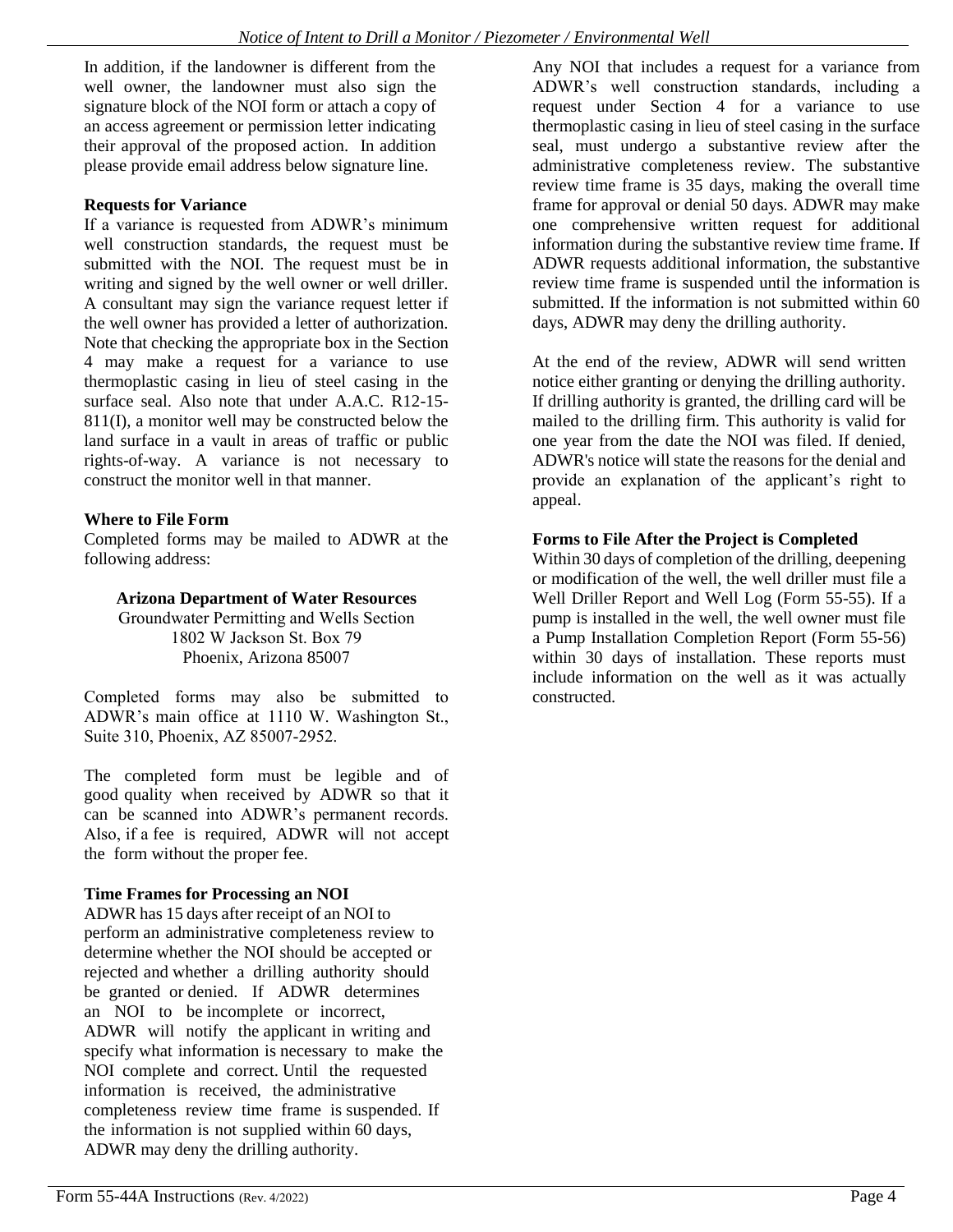In addition, if the landowner is different from the well owner, the landowner must also sign the signature block of the NOI form or attach a copy of an access agreement or permission letter indicating their approval of the proposed action. In addition please provide email address below signature line.

**Requests for Variance**

If a variance is requested from ADWR's minimum well construction standards, the request must be submitted with the NOI. The request must be in writing and signed by the well owner or well driller. A consultant may sign the variance request letter if the well owner has provided a letter of authorization. Note that checking the appropriate box in the Section 4 may make a request for a variance to use thermoplastic casing in lieu of steel casing in the surface seal. Also note that under A.A.C. R12-15-811(I), a monitor well may be constructed below the land surface in a vault in areas of traffic or public rights-of-way. A variance is not necessary to construct the monitor well in that manner.

**Where to File Form**

Completed forms may be mailed to ADWR at the following address:

**Arizona Department of Water Resources**
Groundwater Permitting and Wells Section
1802 W Jackson St. Box 79
Phoenix, Arizona 85007

Completed forms may also be submitted to ADWR's main office at 1110 W. Washington St., Suite 310, Phoenix, AZ 85007-2952.

The completed form must be legible and of good quality when received by ADWR so that it can be scanned into ADWR's permanent records. Also, if a fee is required, ADWR will not accept the form without the proper fee.

**Time Frames for Processing an NOI**

ADWR has 15 days after receipt of an NOI to perform an administrative completeness review to determine whether the NOI should be accepted or rejected and whether a drilling authority should be granted or denied. If ADWR determines an NOI to be incomplete or incorrect, ADWR will notify the applicant in writing and specify what information is necessary to make the NOI complete and correct. Until the requested information is received, the administrative completeness review time frame is suspended. If the information is not supplied within 60 days, ADWR may deny the drilling authority.

Any NOI that includes a request for a variance from ADWR's well construction standards, including a request under Section 4 for a variance to use thermoplastic casing in lieu of steel casing in the surface seal, must undergo a substantive review after the administrative completeness review. The substantive review time frame is 35 days, making the overall time frame for approval or denial 50 days. ADWR may make one comprehensive written request for additional information during the substantive review time frame. If ADWR requests additional information, the substantive review time frame is suspended until the information is submitted. If the information is not submitted within 60 days, ADWR may deny the drilling authority.

At the end of the review, ADWR will send written notice either granting or denying the drilling authority. If drilling authority is granted, the drilling card will be mailed to the drilling firm. This authority is valid for one year from the date the NOI was filed. If denied, ADWR's notice will state the reasons for the denial and provide an explanation of the applicant's right to appeal.

**Forms to File After the Project is Completed**

Within 30 days of completion of the drilling, deepening or modification of the well, the well driller must file a Well Driller Report and Well Log (Form 55-55). If a pump is installed in the well, the well owner must file a Pump Installation Completion Report (Form 55-56) within 30 days of installation. These reports must include information on the well as it was actually constructed.